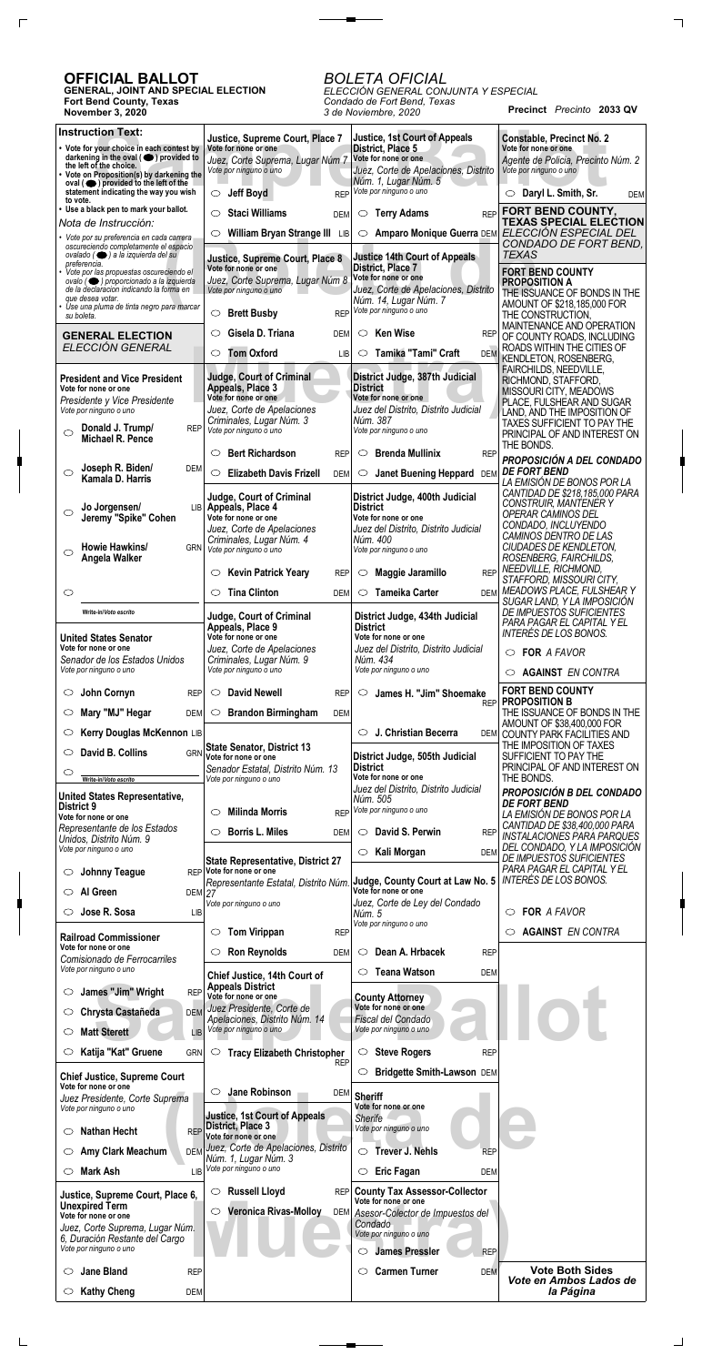# OFFICIAL BALLOT

**GENERAL, JOINT AND SPECIAL ELECTION**
**Fort Bend County, Texas**
**November 3, 2020**

*BOLETA OFICIAL*
*ELECCIÓN GENERAL CONJUNTA Y ESPECIAL*
*Condado de Fort Bend, Texas*
*3 de Noviembre, 2020*

**Precinct** *Precinto* **2033 QV**

**Instruction Text:**

- Vote for your choice in each contest by darkening in the oval (⬬) provided to the left of the choice.
- Vote on Proposition(s) by darkening the oval (⬬) provided to the left of the statement indicating the way you wish to vote.
- Use a black pen to mark your ballot.

*Nota de Instrucción:*

- *Vote por su preferencia en cada carrera oscureciendo completamente el espacio ovalado (⬬) a la izquierda del su preferencia.*
- *Vote por las propuestas oscureciendo el ovalo (⬬) proporcionado a la izquierda de la declaración indicando la forma en que desea votar.*
- *Use una pluma de tinta negro para marcar su boleta.*

## GENERAL ELECTION
*ELECCIÓN GENERAL*

**President and Vice President**
Vote for none or one
*Presidente y Vice Presidente*
*Vote por ninguno o uno*

- ○ Donald J. Trump/ Michael R. Pence — REP
- ○ Joseph R. Biden/ Kamala D. Harris — DEM
- ○ Jo Jorgensen/ Jeremy "Spike" Cohen — LIB
- ○ Howie Hawkins/ Angela Walker — GRN
- ○ ________ Write-in/Voto escrito

**United States Senator**
Vote for none or one
*Senador de los Estados Unidos*
*Vote por ninguno o uno*

- ○ John Cornyn — REP
- ○ Mary "MJ" Hegar — DEM
- ○ Kerry Douglas McKennon — LIB
- ○ David B. Collins — GRN
- ○ ________ Write-in/Voto escrito

**United States Representative, District 9**
Vote for none or one
*Representante de los Estados Unidos, Distrito Núm. 9*
*Vote por ninguno o uno*

- ○ Johnny Teague — REP
- ○ Al Green — DEM
- ○ Jose R. Sosa — LIB

**Railroad Commissioner**
Vote for none or one
*Comisionado de Ferrocarriles*
*Vote por ninguno o uno*

- ○ James "Jim" Wright — REP
- ○ Chrysta Castañeda — DEM
- ○ Matt Sterett — LIB
- ○ Katija "Kat" Gruene — GRN

**Chief Justice, Supreme Court**
Vote for none or one
*Juez Presidente, Corte Suprema*
*Vote por ninguno o uno*

- ○ Nathan Hecht — REP
- ○ Amy Clark Meachum — DEM
- ○ Mark Ash — LIB

**Justice, Supreme Court, Place 6, Unexpired Term**
Vote for none or one
*Juez, Corte Suprema, Lugar Núm. 6, Duración Restante del Cargo*
*Vote por ninguno o uno*

- ○ Jane Bland — REP
- ○ Kathy Cheng — DEM

**Justice, Supreme Court, Place 7**
Vote for none or one
*Juez, Corte Suprema, Lugar Núm 7*
*Vote por ninguno o uno*

- ○ Jeff Boyd — REP
- ○ Staci Williams — DEM
- ○ William Bryan Strange III — LIB

**Justice, Supreme Court, Place 8**
Vote for none or one
*Juez, Corte Suprema, Lugar Núm 8*
*Vote por ninguno o uno*

- ○ Brett Busby — REP
- ○ Gisela D. Triana — DEM
- ○ Tom Oxford — LIB

**Judge, Court of Criminal Appeals, Place 3**
Vote for none or one
*Juez, Corte de Apelaciones Criminales, Lugar Núm. 3*
*Vote por ninguno o uno*

- ○ Bert Richardson — REP
- ○ Elizabeth Davis Frizell — DEM

**Judge, Court of Criminal Appeals, Place 4**
Vote for none or one
*Juez, Corte de Apelaciones Criminales, Lugar Núm. 4*
*Vote por ninguno o uno*

- ○ Kevin Patrick Yeary — REP
- ○ Tina Clinton — DEM

**Judge, Court of Criminal Appeals, Place 9**
Vote for none or one
*Juez, Corte de Apelaciones Criminales, Lugar Núm. 9*
*Vote por ninguno o uno*

- ○ David Newell — REP
- ○ Brandon Birmingham — DEM

**State Senator, District 13**
Vote for none or one
*Senador Estatal, Distrito Núm. 13*
*Vote por ninguno o uno*

- ○ Milinda Morris — REP
- ○ Borris L. Miles — DEM

**State Representative, District 27**
Vote for none or one
*Representante Estatal, Distrito Núm. 27*
*Vote por ninguno o uno*

- ○ Tom Virippan — REP
- ○ Ron Reynolds — DEM

**Chief Justice, 14th Court of Appeals District**
Vote for none or one
*Juez Presidente, Corte de Apelaciones, Distrito Núm. 14*
*Vote por ninguno o uno*

- ○ Tracy Elizabeth Christopher — REP
- ○ Jane Robinson — DEM

**Justice, 1st Court of Appeals District, Place 3**
Vote for none or one
*Juez, Corte de Apelaciones, Distrito Núm. 1, Lugar Núm. 3*
*Vote por ninguno o uno*

- ○ Russell Lloyd — REP
- ○ Veronica Rivas-Molloy — DEM

**Justice, 1st Court of Appeals District, Place 5**
Vote for none or one
*Juez, Corte de Apelaciones, Distrito Núm. 1, Lugar Núm. 5*
*Vote por ninguno o uno*

- ○ Terry Adams — REP
- ○ Amparo Monique Guerra — DEM

**Justice 14th Court of Appeals District, Place 7**
Vote for none or one
*Juez, Corte de Apelaciones, Distrito Núm. 14, Lugar Núm. 7*
*Vote por ninguno o uno*

- ○ Ken Wise — REP
- ○ Tamika "Tami" Craft — DEM

**District Judge, 387th Judicial District**
Vote for none or one
*Juez del Distrito, Distrito Judicial Núm. 387*
*Vote por ninguno o uno*

- ○ Brenda Mullinix — REP
- ○ Janet Buening Heppard — DEM

**District Judge, 400th Judicial District**
Vote for none or one
*Juez del Distrito, Distrito Judicial Núm. 400*
*Vote por ninguno o uno*

- ○ Maggie Jaramillo — REP
- ○ Tameika Carter — DEM

**District Judge, 434th Judicial District**
Vote for none or one
*Juez del Distrito, Distrito Judicial Núm. 434*
*Vote por ninguno o uno*

- ○ James H. "Jim" Shoemake — REP
- ○ J. Christian Becerra — DEM

**District Judge, 505th Judicial District**
Vote for none or one
*Juez del Distrito, Distrito Judicial Núm. 505*
*Vote por ninguno o uno*

- ○ David S. Perwin — REP
- ○ Kali Morgan — DEM

**Judge, County Court at Law No. 5**
Vote for none or one
*Juez, Corte de Ley del Condado Núm. 5*
*Vote por ninguno o uno*

- ○ Dean A. Hrbacek — REP
- ○ Teana Watson — DEM

**County Attorney**
Vote for none or one
*Fiscal del Condado*
*Vote por ninguno o uno*

- ○ Steve Rogers — REP
- ○ Bridgette Smith-Lawson — DEM

**Sheriff**
Vote for none or one
*Sherife*
*Vote por ninguno o uno*

- ○ Trever J. Nehls — REP
- ○ Eric Fagan — DEM

**County Tax Assessor-Collector**
Vote for none or one
*Asesor-Colector de Impuestos del Condado*
*Vote por ninguno o uno*

- ○ James Pressler — REP
- ○ Carmen Turner — DEM

**Constable, Precinct No. 2**
Vote for none or one
*Agente de Policia, Precinto Núm. 2*
*Vote por ninguno o uno*

- ○ Daryl L. Smith, Sr. — DEM

## FORT BEND COUNTY, TEXAS SPECIAL ELECTION
*ELECCIÓN ESPECIAL DEL CONDADO DE FORT BEND, TEXAS*

**FORT BEND COUNTY PROPOSITION A**

THE ISSUANCE OF BONDS IN THE AMOUNT OF $218,185,000 FOR THE CONSTRUCTION, MAINTENANCE AND OPERATION OF COUNTY ROADS, INCLUDING ROADS WITHIN THE CITIES OF KENDLETON, ROSENBERG, FAIRCHILDS, NEEDVILLE, RICHMOND, STAFFORD, MISSOURI CITY, MEADOWS PLACE, FULSHEAR AND SUGAR LAND, AND THE IMPOSITION OF TAXES SUFFICIENT TO PAY THE PRINCIPAL OF AND INTEREST ON THE BONDS.

***PROPOSICIÓN A DEL CONDADO DE FORT BEND***

*LA EMISIÓN DE BONOS POR LA CANTIDAD DE $218,185,000 PARA CONSTRUIR, MANTENER Y OPERAR CAMINOS DEL CONDADO, INCLUYENDO CAMINOS DENTRO DE LAS CIUDADES DE KENDLETON, ROSENBERG, FAIRCHILDS, NEEDVILLE, RICHMOND, STAFFORD, MISSOURI CITY, MEADOWS PLACE, FULSHEAR Y SUGAR LAND, Y LA IMPOSICIÓN DE IMPUESTOS SUFICIENTES PARA PAGAR EL CAPITAL Y EL INTERÉS DE LOS BONOS.*

- ○ **FOR** *A FAVOR*
- ○ **AGAINST** *EN CONTRA*

**FORT BEND COUNTY PROPOSITION B**

THE ISSUANCE OF BONDS IN THE AMOUNT OF $38,400,000 FOR COUNTY PARK FACILITIES AND THE IMPOSITION OF TAXES SUFFICIENT TO PAY THE PRINCIPAL OF AND INTEREST ON THE BONDS.

***PROPOSICIÓN B DEL CONDADO DE FORT BEND***

*LA EMISIÓN DE BONOS POR LA CANTIDAD DE $38,400,000 PARA INSTALACIONES PARA PARQUES DEL CONDADO, Y LA IMPOSICIÓN DE IMPUESTOS SUFICIENTES PARA PAGAR EL CAPITAL Y EL INTERÉS DE LOS BONOS.*

- ○ **FOR** *A FAVOR*
- ○ **AGAINST** *EN CONTRA*

**Vote Both Sides**
***Vote en Ambos Lados de la Página***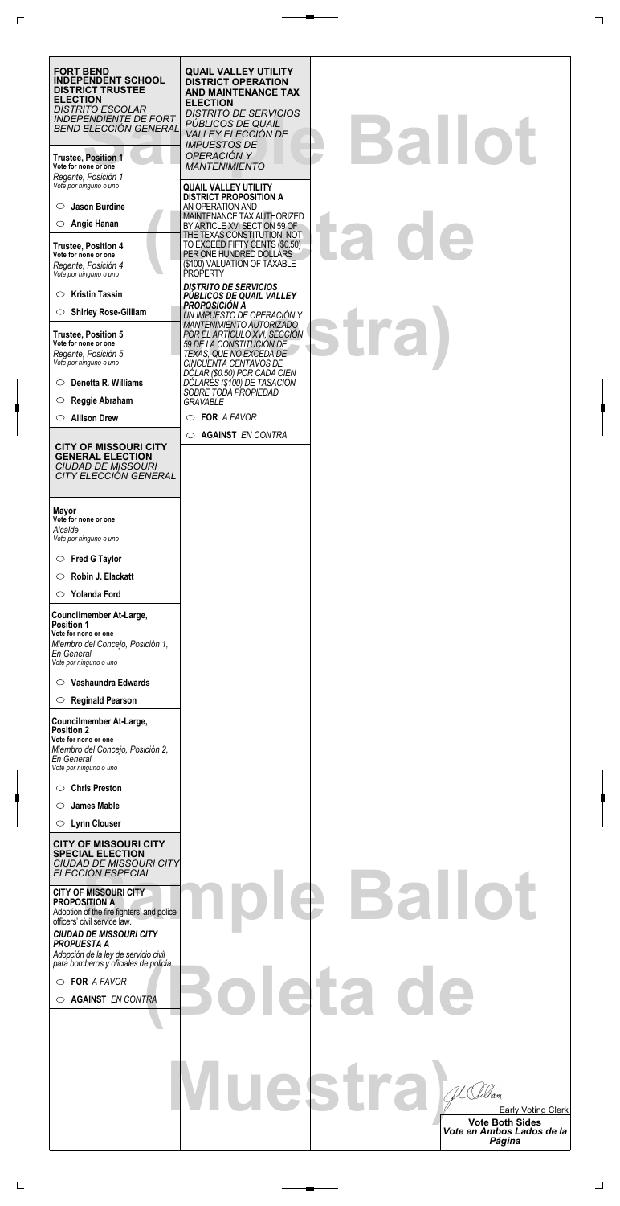## FORT BEND INDEPENDENT SCHOOL DISTRICT TRUSTEE ELECTION
*DISTRITO ESCOLAR INDEPENDIENTE DE FORT BEND ELECCIÓN GENERAL*

**Trustee, Position 1**
**Vote for none or one**
*Regente, Posición 1*
*Vote por ninguno o uno*

- ○ **Jason Burdine**
- ○ **Angie Hanan**

**Trustee, Position 4**
**Vote for none or one**
*Regente, Posición 4*
*Vote por ninguno o uno*

- ○ **Kristin Tassin**
- ○ **Shirley Rose-Gilliam**

**Trustee, Position 5**
**Vote for none or one**
*Regente, Posición 5*
*Vote por ninguno o uno*

- ○ **Denetta R. Williams**
- ○ **Reggie Abraham**
- ○ **Allison Drew**

## CITY OF MISSOURI CITY GENERAL ELECTION
*CIUDAD DE MISSOURI CITY ELECCIÓN GENERAL*

**Mayor**
**Vote for none or one**
*Alcalde*
*Vote por ninguno o uno*

- ○ **Fred G Taylor**
- ○ **Robin J. Elackatt**
- ○ **Yolanda Ford**

**Councilmember At-Large, Position 1**
**Vote for none or one**
*Miembro del Concejo, Posición 1, En General*
*Vote por ninguno o uno*

- ○ **Vashaundra Edwards**
- ○ **Reginald Pearson**

**Councilmember At-Large, Position 2**
**Vote for none or one**
*Miembro del Concejo, Posición 2, En General*
*Vote por ninguno o uno*

- ○ **Chris Preston**
- ○ **James Mable**
- ○ **Lynn Clouser**

## CITY OF MISSOURI CITY SPECIAL ELECTION
*CIUDAD DE MISSOURI CITY ELECCIÓN ESPECIAL*

**CITY OF MISSOURI CITY PROPOSITION A**
Adoption of the fire fighters' and police officers' civil service law.

***CIUDAD DE MISSOURI CITY PROPUESTA A***
*Adopción de la ley de servicio civil para bomberos y oficiales de policía.*

- ○ **FOR** *A FAVOR*
- ○ **AGAINST** *EN CONTRA*

## QUAIL VALLEY UTILITY DISTRICT OPERATION AND MAINTENANCE TAX ELECTION
*DISTRITO DE SERVICIOS PÚBLICOS DE QUAIL VALLEY ELECCIÓN DE IMPUESTOS DE OPERACIÓN Y MANTENIMIENTO*

**QUAIL VALLEY UTILITY DISTRICT PROPOSITION A**
AN OPERATION AND MAINTENANCE TAX AUTHORIZED BY ARTICLE XVI SECTION 59 OF THE TEXAS CONSTITUTION, NOT TO EXCEED FIFTY CENTS ($0.50) PER ONE HUNDRED DOLLARS ($100) VALUATION OF TAXABLE PROPERTY

***DISTRITO DE SERVICIOS PÚBLICOS DE QUAIL VALLEY PROPOSICIÓN A***
*UN IMPUESTO DE OPERACIÓN Y MANTENIMIENTO AUTORIZADO POR EL ARTÍCULO XVI, SECCIÓN 59 DE LA CONSTITUCIÓN DE TEXAS, QUE NO EXCEDA DE CINCUENTA CENTAVOS DE DÓLAR ($0.50) POR CADA CIEN DÓLARES ($100) DE TASACIÓN SOBRE TODA PROPIEDAD GRAVABLE*

- ○ **FOR** *A FAVOR*
- ○ **AGAINST** *EN CONTRA*

Early Voting Clerk

**Vote Both Sides**
***Vote en Ambos Lados de la Página***